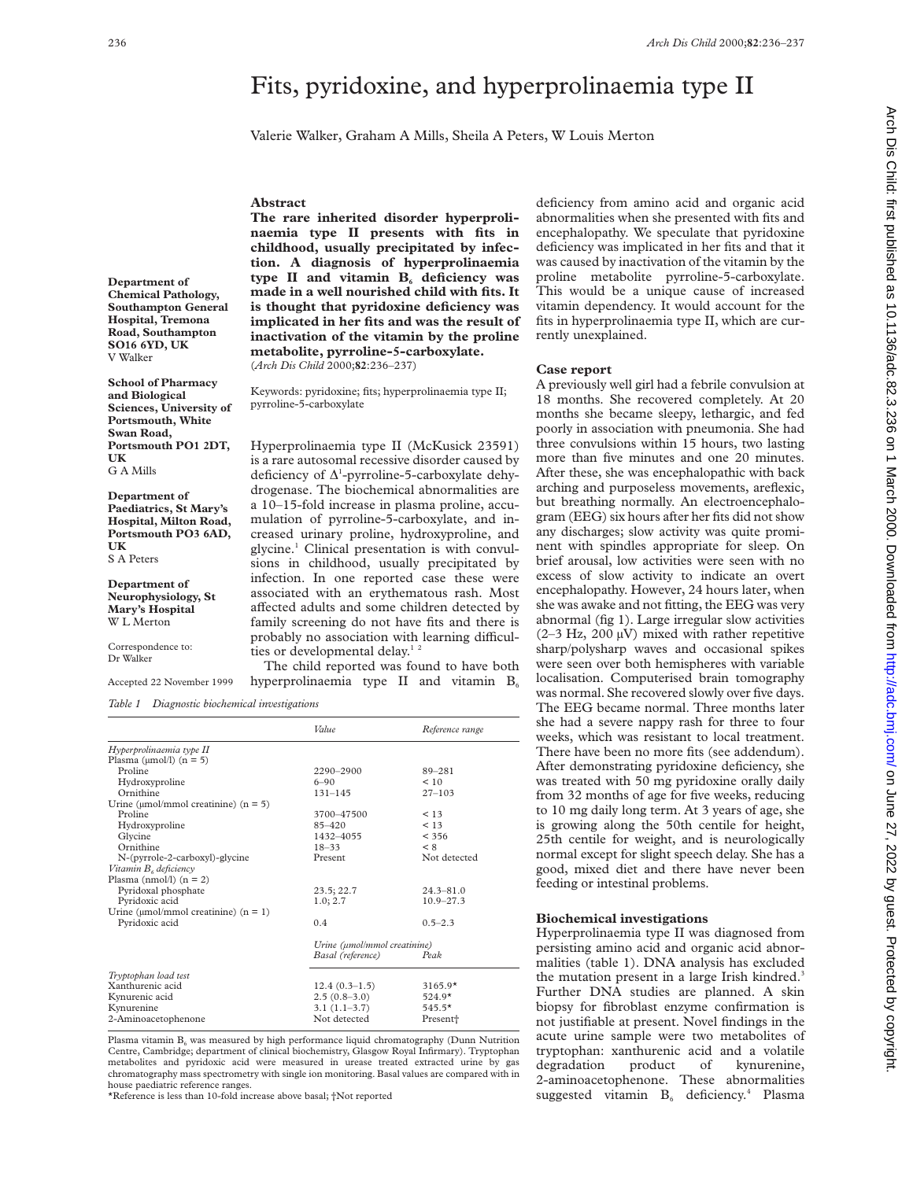# Fits, pyridoxine, and hyperprolinaemia type II

Valerie Walker, Graham A Mills, Sheila A Peters, W Louis Merton

Department of Chemical Pathology, Southampton General Hospital, Tremona Road, Southampton SO16 6YD, UK
V Walker

School of Pharmacy and Biological Sciences, University of Portsmouth, White Swan Road, Portsmouth PO1 2DT, UK
G A Mills

Department of Paediatrics, St Mary's Hospital, Milton Road, Portsmouth PO3 6AD, UK
S A Peters

Department of Neurophysiology, St Mary's Hospital
W L Merton

Correspondence to: Dr Walker

Accepted 22 November 1999

## Abstract

**The rare inherited disorder hyperprolinaemia type II presents with fits in childhood, usually precipitated by infection. A diagnosis of hyperprolinaemia type II and vitamin $B_6$ deficiency was made in a well nourished child with fits. It is thought that pyridoxine deficiency was implicated in her fits and was the result of inactivation of the vitamin by the proline metabolite, pyrroline-5-carboxylate.**
(*Arch Dis Child* 2000;**82**:236–237)

Keywords: pyridoxine; fits; hyperprolinaemia type II; pyrroline-5-carboxylate

Hyperprolinaemia type II (McKusick 23591) is a rare autosomal recessive disorder caused by deficiency of $\Delta^1$-pyrroline-5-carboxylate dehydrogenase. The biochemical abnormalities are a 10–15-fold increase in plasma proline, accumulation of pyrroline-5-carboxylate, and increased urinary proline, hydroxyproline, and glycine.[1] Clinical presentation is with convulsions in childhood, usually precipitated by infection. In one reported case these were associated with an erythematous rash. Most affected adults and some children detected by family screening do not have fits and there is probably no association with learning difficulties or developmental delay.[1 2]

The child reported was found to have both hyperprolinaemia type II and vitamin $B_6$ deficiency from amino acid and organic acid abnormalities when she presented with fits and encephalopathy. We speculate that pyridoxine deficiency was implicated in her fits and that it was caused by inactivation of the vitamin by the proline metabolite pyrroline-5-carboxylate. This would be a unique cause of increased vitamin dependency. It would account for the fits in hyperprolinaemia type II, which are currently unexplained.

*Table 1 Diagnostic biochemical investigations*

| | Value | Reference range |
|---|---|---|
| *Hyperprolinaemia type II* | | |
| Plasma (μmol/l) (n = 5) | | |
| Proline | 2290–2900 | 89–281 |
| Hydroxyproline | 6–90 | < 10 |
| Ornithine | 131–145 | 27–103 |
| Urine (μmol/mmol creatinine) (n = 5) | | |
| Proline | 3700–47500 | < 13 |
| Hydroxyproline | 85–420 | < 13 |
| Glycine | 1432–4055 | < 356 |
| Ornithine | 18–33 | < 8 |
| N-(pyrrole-2-carboxyl)-glycine | Present | Not detected |
| *Vitamin $B_6$ deficiency* | | |
| Plasma (nmol/l) (n = 2) | | |
| Pyridoxal phosphate | 23.5; 22.7 | 24.3–81.0 |
| Pyridoxic acid | 1.0; 2.7 | 10.9–27.3 |
| Urine (μmol/mmol creatinine) (n = 1) | | |
| Pyridoxic acid | 0.4 | 0.5–2.3 |
| | *Urine (μmol/mmol creatinine)* | |
| | *Basal (reference)* | *Peak* |
| *Tryptophan load test* | | |
| Xanthurenic acid | 12.4 (0.3–1.5) | 3165.9* |
| Kynurenic acid | 2.5 (0.8–3.0) | 524.9* |
| Kynurenine | 3.1 (1.1–3.7) | 545.5* |
| 2-Aminoacetophenone | Not detected | Present† |

Plasma vitamin $B_6$ was measured by high performance liquid chromatography (Dunn Nutrition Centre, Cambridge; department of clinical biochemistry, Glasgow Royal Infirmary). Tryptophan metabolites and pyridoxic acid were measured in urease treated extracted urine by gas chromatography mass spectrometry with single ion monitoring. Basal values are compared with in house paediatric reference ranges.
*Reference is less than 10-fold increase above basal; †Not reported

## Case report

A previously well girl had a febrile convulsion at 18 months. She recovered completely. At 20 months she became sleepy, lethargic, and fed poorly in association with pneumonia. She had three convulsions within 15 hours, two lasting more than five minutes and one 20 minutes. After these, she was encephalopathic with back arching and purposeless movements, areflexic, but breathing normally. An electroencephalogram (EEG) six hours after her fits did not show any discharges; slow activity was quite prominent with spindles appropriate for sleep. On brief arousal, low activities were seen with no excess of slow activity to indicate an overt encephalopathy. However, 24 hours later, when she was awake and not fitting, the EEG was very abnormal (fig 1). Large irregular slow activities (2–3 Hz, 200 μV) mixed with rather repetitive sharp/polysharp waves and occasional spikes were seen over both hemispheres with variable localisation. Computerised brain tomography was normal. She recovered slowly over five days. The EEG became normal. Three months later she had a severe nappy rash for three to four weeks, which was resistant to local treatment. There have been no more fits (see addendum). After demonstrating pyridoxine deficiency, she was treated with 50 mg pyridoxine orally daily from 32 months of age for five weeks, reducing to 10 mg daily long term. At 3 years of age, she is growing along the 50th centile for height, 25th centile for weight, and is neurologically normal except for slight speech delay. She has a good, mixed diet and there have never been feeding or intestinal problems.

## Biochemical investigations

Hyperprolinaemia type II was diagnosed from persisting amino acid and organic acid abnormalities (table 1). DNA analysis has excluded the mutation present in a large Irish kindred.[3] Further DNA studies are planned. A skin biopsy for fibroblast enzyme confirmation is not justifiable at present. Novel findings in the acute urine sample were two metabolites of tryptophan: xanthurenic acid and a volatile degradation product of kynurenine, 2-aminoacetophenone. These abnormalities suggested vitamin $B_6$ deficiency.[4] Plasma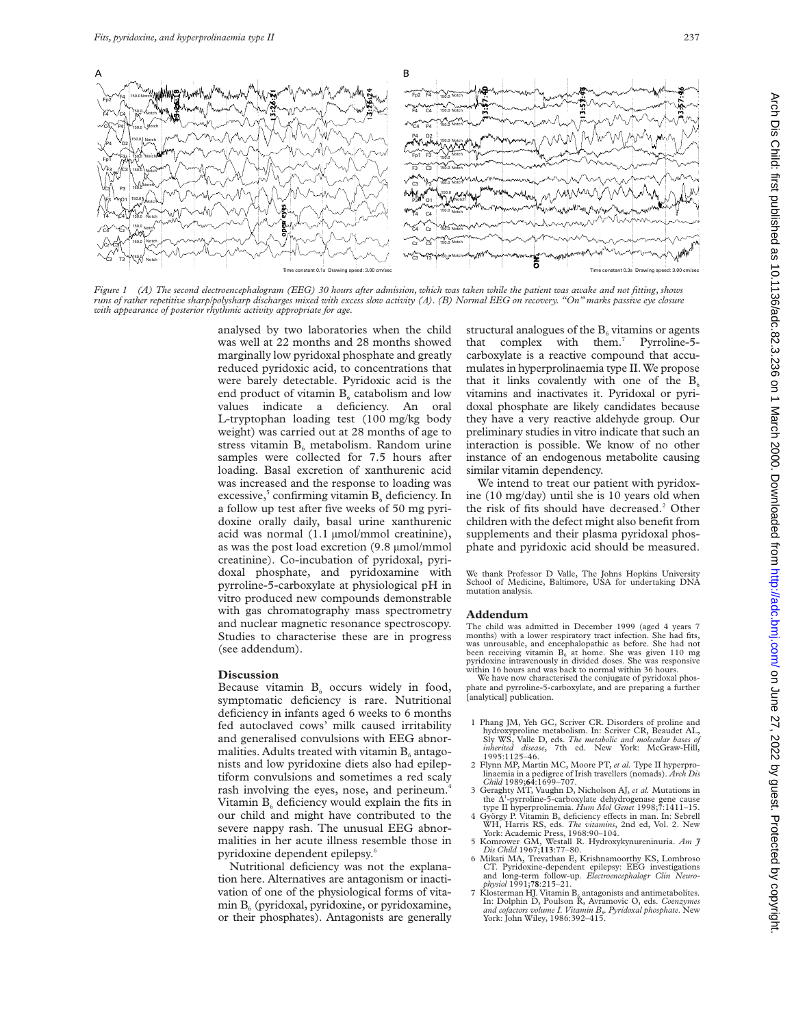A

B

Time constant 0.1s Drawing speed: 3.00 cm/sec

Time constant 0.3s Drawing speed: 3.00 cm/sec

*Figure 1 (A) The second electroencephalogram (EEG) 30 hours after admission, which was taken while the patient was awake and not fitting, shows runs of rather repetitive sharp/polysharp discharges mixed with excess slow activity (Δ). (B) Normal EEG on recovery. "On" marks passive eye closure with appearance of posterior rhythmic activity appropriate for age.*

analysed by two laboratories when the child was well at 22 months and 28 months showed marginally low pyridoxal phosphate and greatly reduced pyridoxic acid, to concentrations that were barely detectable. Pyridoxic acid is the end product of vitamin $B_6$ catabolism and low values indicate a deficiency. An oral L-tryptophan loading test (100 mg/kg body weight) was carried out at 28 months of age to stress vitamin $B_6$ metabolism. Random urine samples were collected for 7.5 hours after loading. Basal excretion of xanthurenic acid was increased and the response to loading was excessive,[5] confirming vitamin $B_6$ deficiency. In a follow up test after five weeks of 50 mg pyridoxine orally daily, basal urine xanthurenic acid was normal (1.1 µmol/mmol creatinine), as was the post load excretion (9.8 µmol/mmol creatinine). Co-incubation of pyridoxal, pyridoxal phosphate, and pyridoxamine with pyrroline-5-carboxylate at physiological pH in vitro produced new compounds demonstrable with gas chromatography mass spectrometry and nuclear magnetic resonance spectroscopy. Studies to characterise these are in progress (see addendum).

## Discussion

Because vitamin $B_6$ occurs widely in food, symptomatic deficiency is rare. Nutritional deficiency in infants aged 6 weeks to 6 months fed autoclaved cows' milk caused irritability and generalised convulsions with EEG abnormalities. Adults treated with vitamin $B_6$ antagonists and low pyridoxine diets also had epileptiform convulsions and sometimes a red scaly rash involving the eyes, nose, and perineum.[4] Vitamin $B_6$ deficiency would explain the fits in our child and might have contributed to the severe nappy rash. The unusual EEG abnormalities in her acute illness resemble those in pyridoxine dependent epilepsy.[6]

Nutritional deficiency was not the explanation here. Alternatives are antagonism or inactivation of one of the physiological forms of vitamin $B_6$ (pyridoxal, pyridoxine, or pyridoxamine, or their phosphates). Antagonists are generally structural analogues of the $B_6$ vitamins or agents that complex with them.[7] Pyrroline-5-carboxylate is a reactive compound that accumulates in hyperprolinaemia type II. We propose that it links covalently with one of the $B_6$ vitamins and inactivates it. Pyridoxal or pyridoxal phosphate are likely candidates because they have a very reactive aldehyde group. Our preliminary studies in vitro indicate that such an interaction is possible. We know of no other instance of an endogenous metabolite causing similar vitamin dependency.

We intend to treat our patient with pyridoxine (10 mg/day) until she is 10 years old when the risk of fits should have decreased.[2] Other children with the defect might also benefit from supplements and their plasma pyridoxal phosphate and pyridoxic acid should be measured.

We thank Professor D Valle, The Johns Hopkins University School of Medicine, Baltimore, USA for undertaking DNA mutation analysis.

## Addendum

The child was admitted in December 1999 (aged 4 years 7 months) with a lower respiratory tract infection. She had fits, was unrousable, and encephalopathic as before. She had not been receiving vitamin $B_6$ at home. She was given 110 mg pyridoxine intravenously in divided doses. She was responsive within 16 hours and was back to normal within 36 hours.

We have now characterised the conjugate of pyridoxal phosphate and pyrroline-5-carboxylate, and are preparing a further [analytical] publication.

1. Phang JM, Yeh GC, Scriver CR. Disorders of proline and hydroxyproline metabolism. In: Scriver CR, Beaudet AL, Sly WS, Valle D, eds. *The metabolic and molecular bases of inherited disease*, 7th ed. New York: McGraw-Hill, 1995:1125–46.
2. Flynn MP, Martin MC, Moore PT, *et al.* Type II hyperprolinaemia in a pedigree of Irish travellers (nomads). *Arch Dis Child* 1989;**64**:1699–707.
3. Geraghty MT, Vaughn D, Nicholson AJ, *et al.* Mutations in the $\Delta^1$-pyrroline-5-carboxylate dehydrogenase gene cause type II hyperprolinemia. *Hum Mol Genet* 1998;**7**:1411–15.
4. György P. Vitamin $B_6$ deficiency effects in man. In: Sebrell WH, Harris RS, eds. *The vitamins*, 2nd ed, Vol. 2. New York: Academic Press, 1968:90–104.
5. Komrower GM, Westall R. Hydroxykynureninuria. *Am J Dis Child* 1967;**113**:77–80.
6. Mikati MA, Trevathan E, Krishnamoorthy KS, Lombroso CT. Pyridoxine-dependent epilepsy: EEG investigations and long-term follow-up. *Electroencephalogr Clin Neurophysiol* 1991;**78**:215–21.
7. Klosterman HJ. Vitamin $B_6$ antagonists and antimetabolites. In: Dolphin D, Poulson R, Avramovic O, eds. *Coenzymes and cofactors volume I. Vitamin $B_6$. Pyridoxal phosphate*. New York: John Wiley, 1986:392–415.